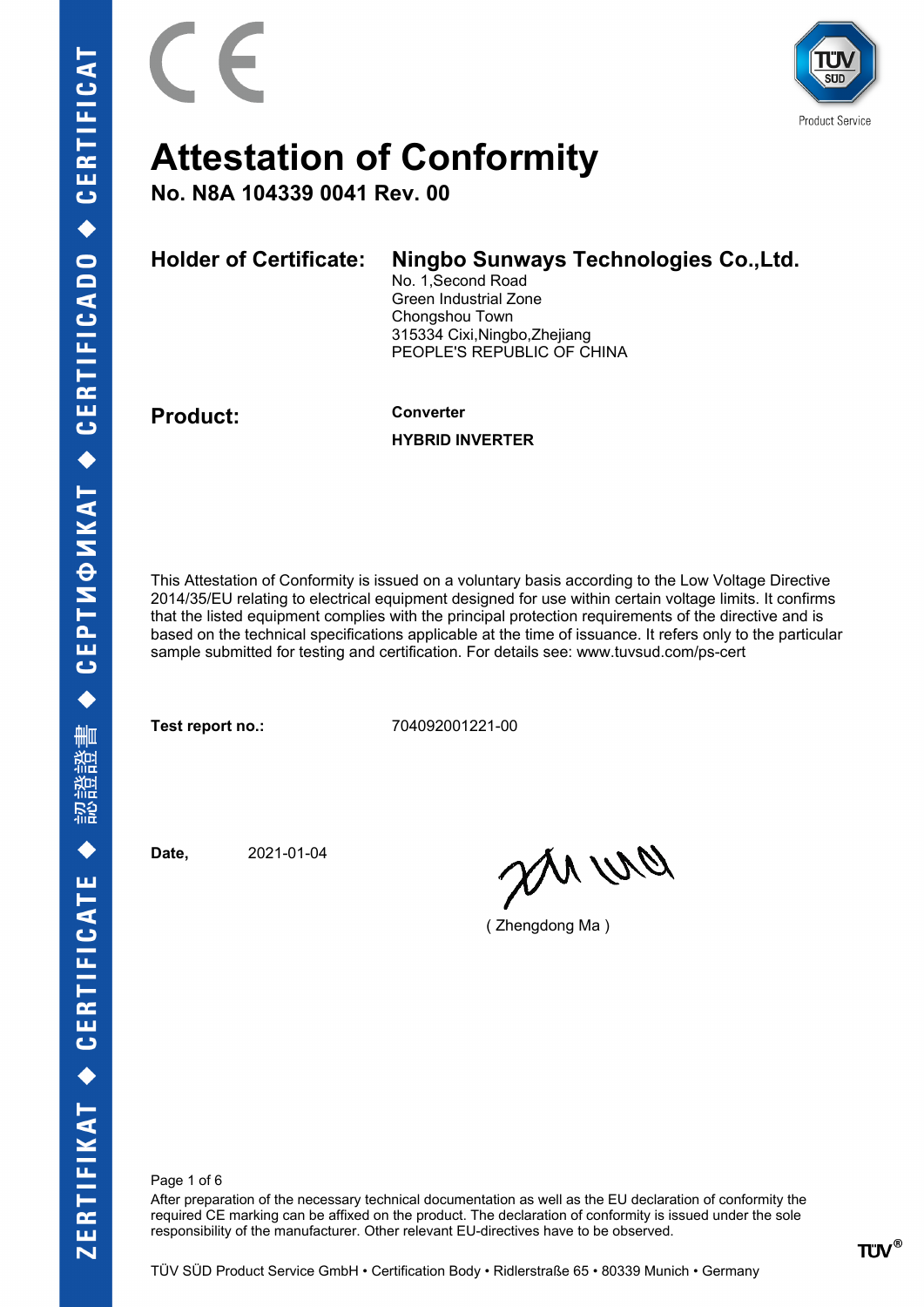# Attestation of Conformity

**No. N8A 104339 0041 Rev. 00**

**Holder of Certificate:** **Ningbo Sunways Technologies Co.,Ltd.**
No. 1,Second Road
Green Industrial Zone
Chongshou Town
315334 Cixi,Ningbo,Zhejiang
PEOPLE'S REPUBLIC OF CHINA

**Product:** **Converter**
**HYBRID INVERTER**

This Attestation of Conformity is issued on a voluntary basis according to the Low Voltage Directive 2014/35/EU relating to electrical equipment designed for use within certain voltage limits. It confirms that the listed equipment complies with the principal protection requirements of the directive and is based on the technical specifications applicable at the time of issuance. It refers only to the particular sample submitted for testing and certification. For details see: www.tuvsud.com/ps-cert

**Test report no.:** 704092001221-00

**Date,** 2021-01-04

( Zhengdong Ma )

After preparation of the necessary technical documentation as well as the EU declaration of conformity the required CE marking can be affixed on the product. The declaration of conformity is issued under the sole responsibility of the manufacturer. Other relevant EU-directives have to be observed.

TÜV SÜD Product Service GmbH • Certification Body • Ridlerstraße 65 • 80339 Munich • Germany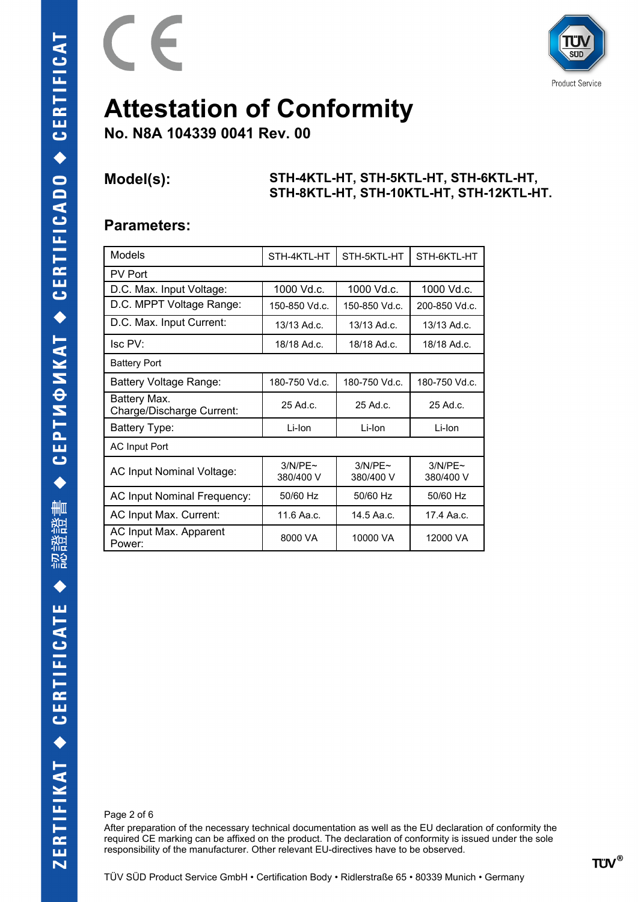# Attestation of Conformity

## No. N8A 104339 0041 Rev. 00

**Model(s):** **STH-4KTL-HT, STH-5KTL-HT, STH-6KTL-HT, STH-8KTL-HT, STH-10KTL-HT, STH-12KTL-HT.**

## Parameters:

| Models | STH-4KTL-HT | STH-5KTL-HT | STH-6KTL-HT |
|---|---|---|---|
| PV Port | | | |
| D.C. Max. Input Voltage: | 1000 Vd.c. | 1000 Vd.c. | 1000 Vd.c. |
| D.C. MPPT Voltage Range: | 150-850 Vd.c. | 150-850 Vd.c. | 200-850 Vd.c. |
| D.C. Max. Input Current: | 13/13 Ad.c. | 13/13 Ad.c. | 13/13 Ad.c. |
| Isc PV: | 18/18 Ad.c. | 18/18 Ad.c. | 18/18 Ad.c. |
| Battery Port | | | |
| Battery Voltage Range: | 180-750 Vd.c. | 180-750 Vd.c. | 180-750 Vd.c. |
| Battery Max. Charge/Discharge Current: | 25 Ad.c. | 25 Ad.c. | 25 Ad.c. |
| Battery Type: | Li-Ion | Li-Ion | Li-Ion |
| AC Input Port | | | |
| AC Input Nominal Voltage: | 3/N/PE~ 380/400 V | 3/N/PE~ 380/400 V | 3/N/PE~ 380/400 V |
| AC Input Nominal Frequency: | 50/60 Hz | 50/60 Hz | 50/60 Hz |
| AC Input Max. Current: | 11.6 Aa.c. | 14.5 Aa.c. | 17.4 Aa.c. |
| AC Input Max. Apparent Power: | 8000 VA | 10000 VA | 12000 VA |

After preparation of the necessary technical documentation as well as the EU declaration of conformity the required CE marking can be affixed on the product. The declaration of conformity is issued under the sole responsibility of the manufacturer. Other relevant EU-directives have to be observed.

TÜV SÜD Product Service GmbH • Certification Body • Ridlerstraße 65 • 80339 Munich • Germany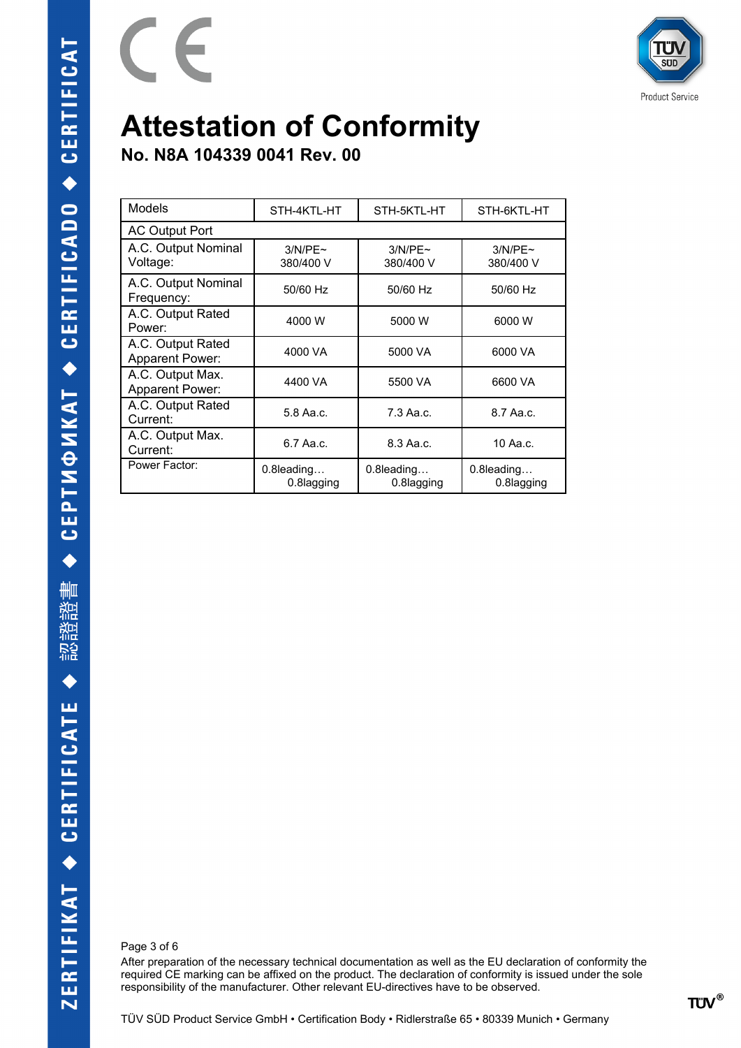# Attestation of Conformity

## No. N8A 104339 0041 Rev. 00

| Models | STH-4KTL-HT | STH-5KTL-HT | STH-6KTL-HT |
|---|---|---|---|
| AC Output Port | | | |
| A.C. Output Nominal Voltage: | 3/N/PE~ 380/400 V | 3/N/PE~ 380/400 V | 3/N/PE~ 380/400 V |
| A.C. Output Nominal Frequency: | 50/60 Hz | 50/60 Hz | 50/60 Hz |
| A.C. Output Rated Power: | 4000 W | 5000 W | 6000 W |
| A.C. Output Rated Apparent Power: | 4000 VA | 5000 VA | 6000 VA |
| A.C. Output Max. Apparent Power: | 4400 VA | 5500 VA | 6600 VA |
| A.C. Output Rated Current: | 5.8 Aa.c. | 7.3 Aa.c. | 8.7 Aa.c. |
| A.C. Output Max. Current: | 6.7 Aa.c. | 8.3 Aa.c. | 10 Aa.c. |
| Power Factor: | 0.8leading… 0.8lagging | 0.8leading… 0.8lagging | 0.8leading… 0.8lagging |

After preparation of the necessary technical documentation as well as the EU declaration of conformity the required CE marking can be affixed on the product. The declaration of conformity is issued under the sole responsibility of the manufacturer. Other relevant EU-directives have to be observed.

TÜV SÜD Product Service GmbH • Certification Body • Ridlerstraße 65 • 80339 Munich • Germany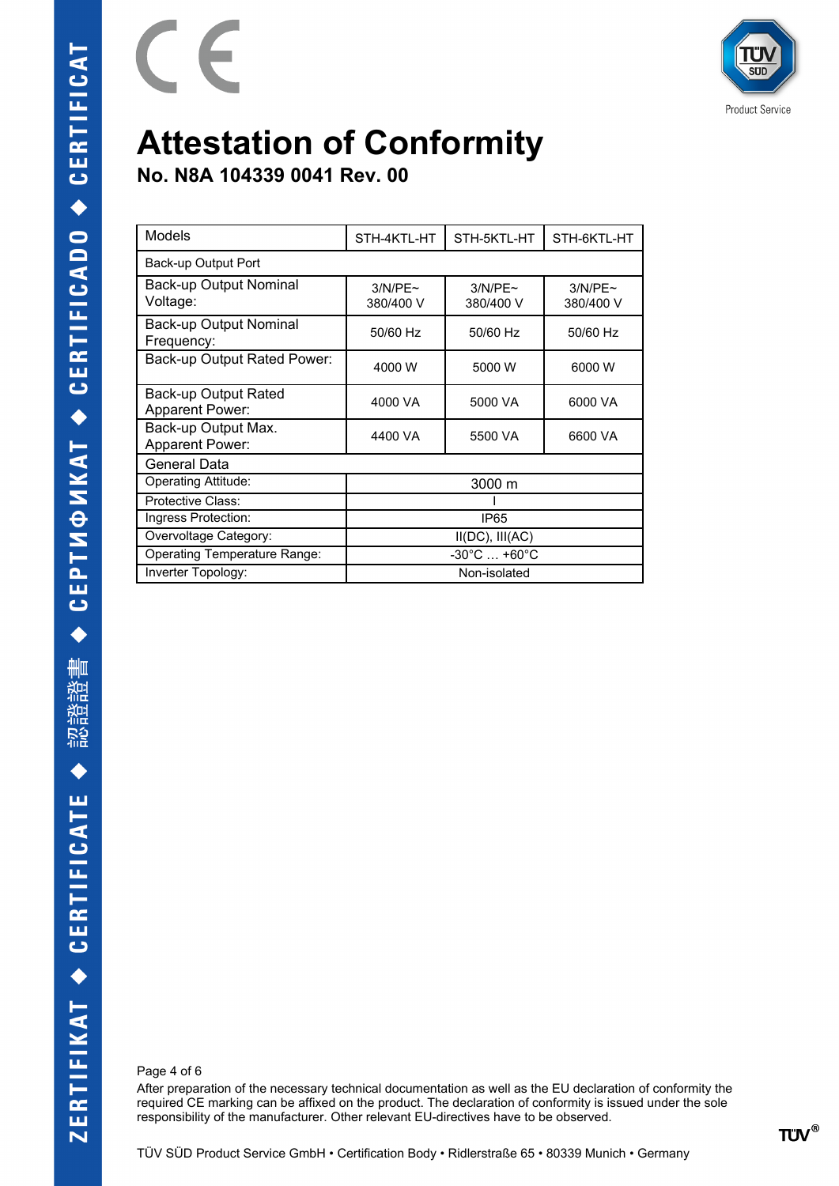# Attestation of Conformity

## No. N8A 104339 0041 Rev. 00

| Models | STH-4KTL-HT | STH-5KTL-HT | STH-6KTL-HT |
|---|---|---|---|
| Back-up Output Port | | | |
| Back-up Output Nominal Voltage: | 3/N/PE~ 380/400 V | 3/N/PE~ 380/400 V | 3/N/PE~ 380/400 V |
| Back-up Output Nominal Frequency: | 50/60 Hz | 50/60 Hz | 50/60 Hz |
| Back-up Output Rated Power: | 4000 W | 5000 W | 6000 W |
| Back-up Output Rated Apparent Power: | 4000 VA | 5000 VA | 6000 VA |
| Back-up Output Max. Apparent Power: | 4400 VA | 5500 VA | 6600 VA |
| General Data | | | |
| Operating Attitude: | 3000 m | | |
| Protective Class: | I | | |
| Ingress Protection: | IP65 | | |
| Overvoltage Category: | II(DC), III(AC) | | |
| Operating Temperature Range: | -30°C … +60°C | | |
| Inverter Topology: | Non-isolated | | |

After preparation of the necessary technical documentation as well as the EU declaration of conformity the required CE marking can be affixed on the product. The declaration of conformity is issued under the sole responsibility of the manufacturer. Other relevant EU-directives have to be observed.

TÜV SÜD Product Service GmbH • Certification Body • Ridlerstraße 65 • 80339 Munich • Germany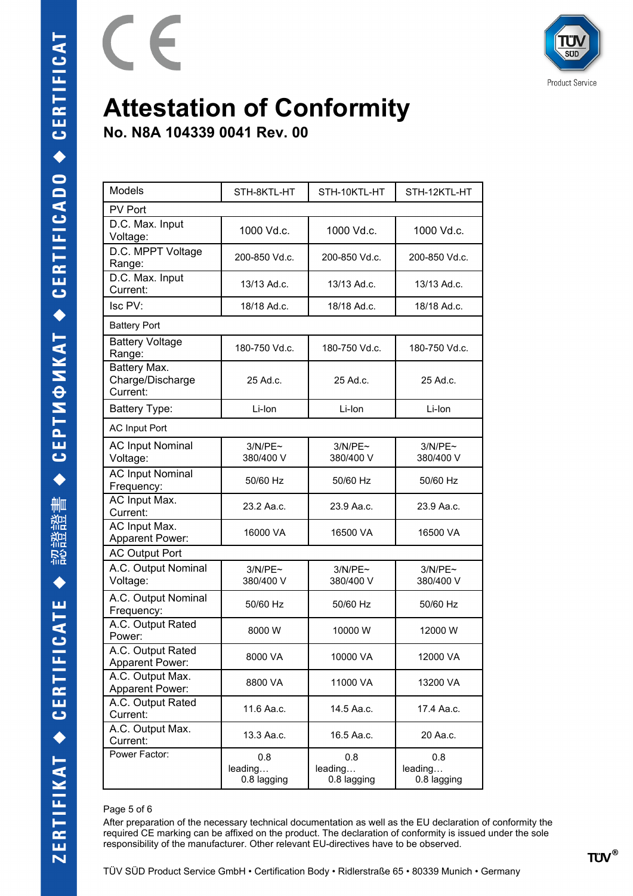# Attestation of Conformity

## No. N8A 104339 0041 Rev. 00

| Models | STH-8KTL-HT | STH-10KTL-HT | STH-12KTL-HT |
|---|---|---|---|
| PV Port | | | |
| D.C. Max. Input Voltage: | 1000 Vd.c. | 1000 Vd.c. | 1000 Vd.c. |
| D.C. MPPT Voltage Range: | 200-850 Vd.c. | 200-850 Vd.c. | 200-850 Vd.c. |
| D.C. Max. Input Current: | 13/13 Ad.c. | 13/13 Ad.c. | 13/13 Ad.c. |
| Isc PV: | 18/18 Ad.c. | 18/18 Ad.c. | 18/18 Ad.c. |
| Battery Port | | | |
| Battery Voltage Range: | 180-750 Vd.c. | 180-750 Vd.c. | 180-750 Vd.c. |
| Battery Max. Charge/Discharge Current: | 25 Ad.c. | 25 Ad.c. | 25 Ad.c. |
| Battery Type: | Li-Ion | Li-Ion | Li-Ion |
| AC Input Port | | | |
| AC Input Nominal Voltage: | 3/N/PE~ 380/400 V | 3/N/PE~ 380/400 V | 3/N/PE~ 380/400 V |
| AC Input Nominal Frequency: | 50/60 Hz | 50/60 Hz | 50/60 Hz |
| AC Input Max. Current: | 23.2 Aa.c. | 23.9 Aa.c. | 23.9 Aa.c. |
| AC Input Max. Apparent Power: | 16000 VA | 16500 VA | 16500 VA |
| AC Output Port | | | |
| A.C. Output Nominal Voltage: | 3/N/PE~ 380/400 V | 3/N/PE~ 380/400 V | 3/N/PE~ 380/400 V |
| A.C. Output Nominal Frequency: | 50/60 Hz | 50/60 Hz | 50/60 Hz |
| A.C. Output Rated Power: | 8000 W | 10000 W | 12000 W |
| A.C. Output Rated Apparent Power: | 8000 VA | 10000 VA | 12000 VA |
| A.C. Output Max. Apparent Power: | 8800 VA | 11000 VA | 13200 VA |
| A.C. Output Rated Current: | 11.6 Aa.c. | 14.5 Aa.c. | 17.4 Aa.c. |
| A.C. Output Max. Current: | 13.3 Aa.c. | 16.5 Aa.c. | 20 Aa.c. |
| Power Factor: | 0.8 leading… 0.8 lagging | 0.8 leading… 0.8 lagging | 0.8 leading… 0.8 lagging |

After preparation of the necessary technical documentation as well as the EU declaration of conformity the required CE marking can be affixed on the product. The declaration of conformity is issued under the sole responsibility of the manufacturer. Other relevant EU-directives have to be observed.

TÜV SÜD Product Service GmbH • Certification Body • Ridlerstraße 65 • 80339 Munich • Germany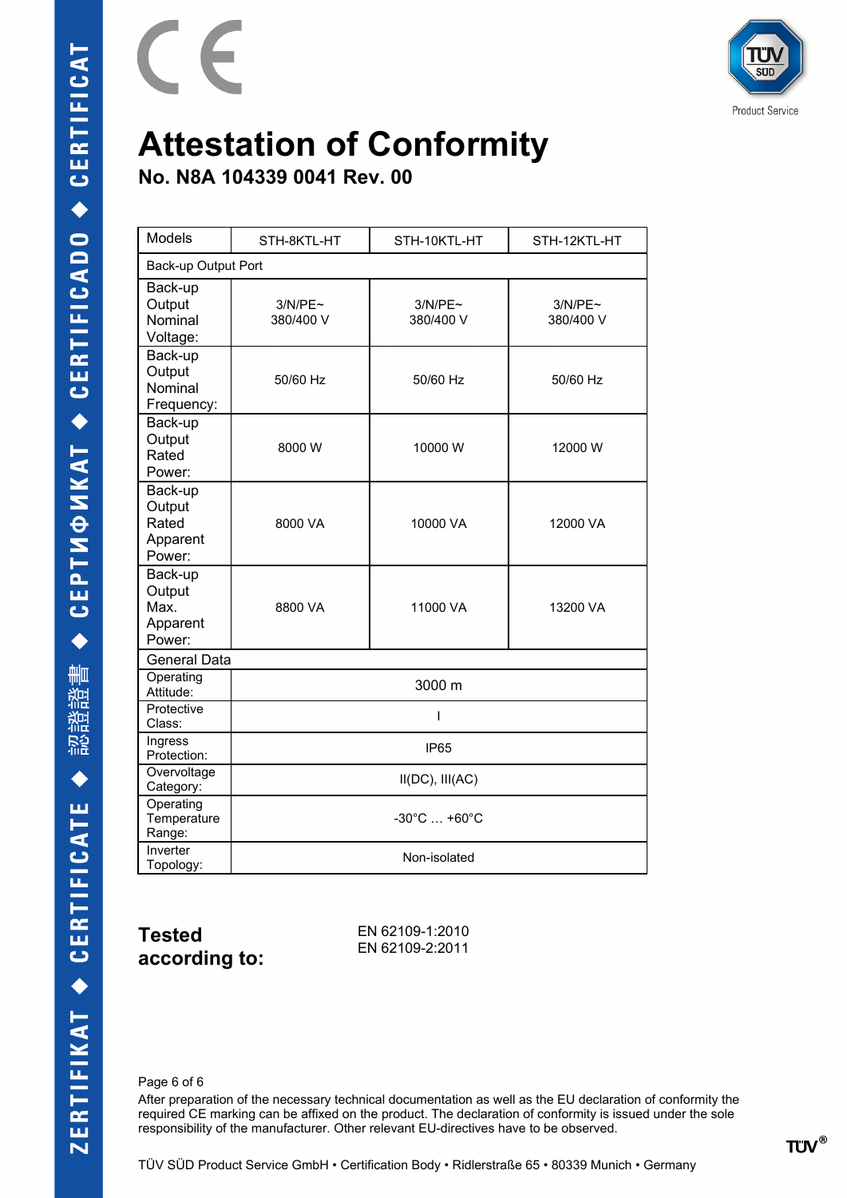# Attestation of Conformity

## No. N8A 104339 0041 Rev. 00

| Models | STH-8KTL-HT | STH-10KTL-HT | STH-12KTL-HT |
|---|---|---|---|
| Back-up Output Port | | | |
| Back-up Output Nominal Voltage: | 3/N/PE~ 380/400 V | 3/N/PE~ 380/400 V | 3/N/PE~ 380/400 V |
| Back-up Output Nominal Frequency: | 50/60 Hz | 50/60 Hz | 50/60 Hz |
| Back-up Output Rated Power: | 8000 W | 10000 W | 12000 W |
| Back-up Output Rated Apparent Power: | 8000 VA | 10000 VA | 12000 VA |
| Back-up Output Max. Apparent Power: | 8800 VA | 11000 VA | 13200 VA |
| General Data | | | |
| Operating Attitude: | 3000 m | | |
| Protective Class: | I | | |
| Ingress Protection: | IP65 | | |
| Overvoltage Category: | II(DC), III(AC) | | |
| Operating Temperature Range: | -30°C … +60°C | | |
| Inverter Topology: | Non-isolated | | |

**Tested according to:**

EN 62109-1:2010
EN 62109-2:2011

After preparation of the necessary technical documentation as well as the EU declaration of conformity the required CE marking can be affixed on the product. The declaration of conformity is issued under the sole responsibility of the manufacturer. Other relevant EU-directives have to be observed.

TÜV SÜD Product Service GmbH • Certification Body • Ridlerstraße 65 • 80339 Munich • Germany